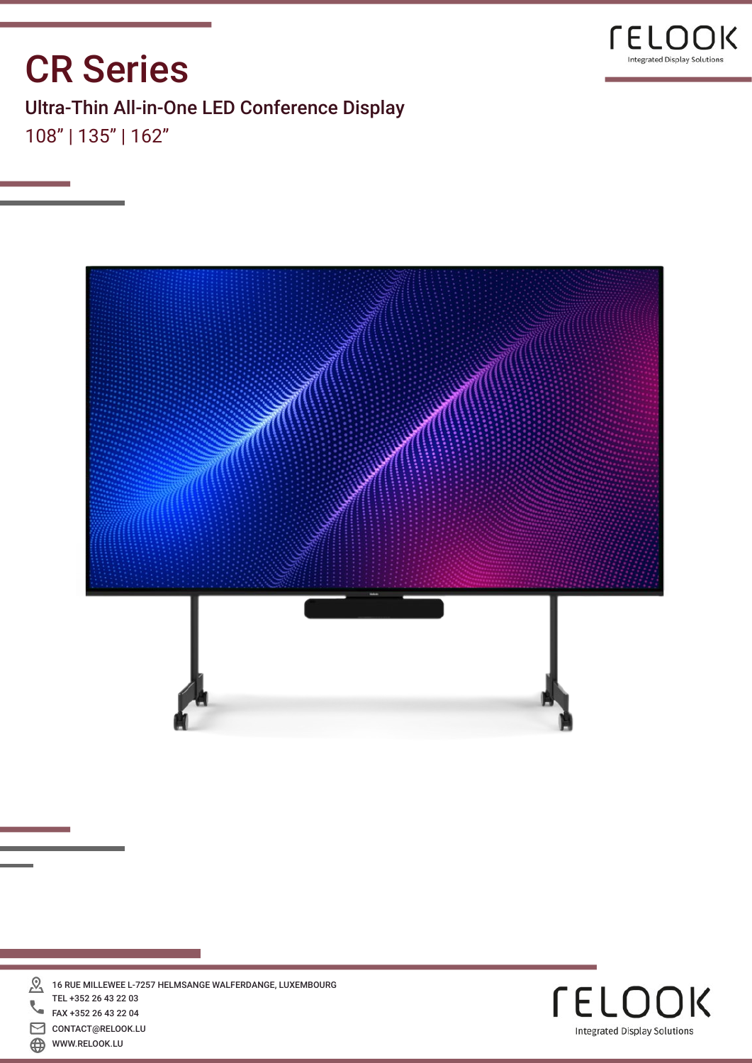# CR Series

## Ultra-Thin All-in-One LED Conference Display

108” | 135” | 162”

16 RUE MILLEWEE L-7257 HELMSANGE WALFERDANGE, LUXEMBOURG
TEL +352 26 43 22 03
FAX +352 26 43 22 04
CONTACT@RELOOK.LU
WWW.RELOOK.LU

RELOOK
Integrated Display Solutions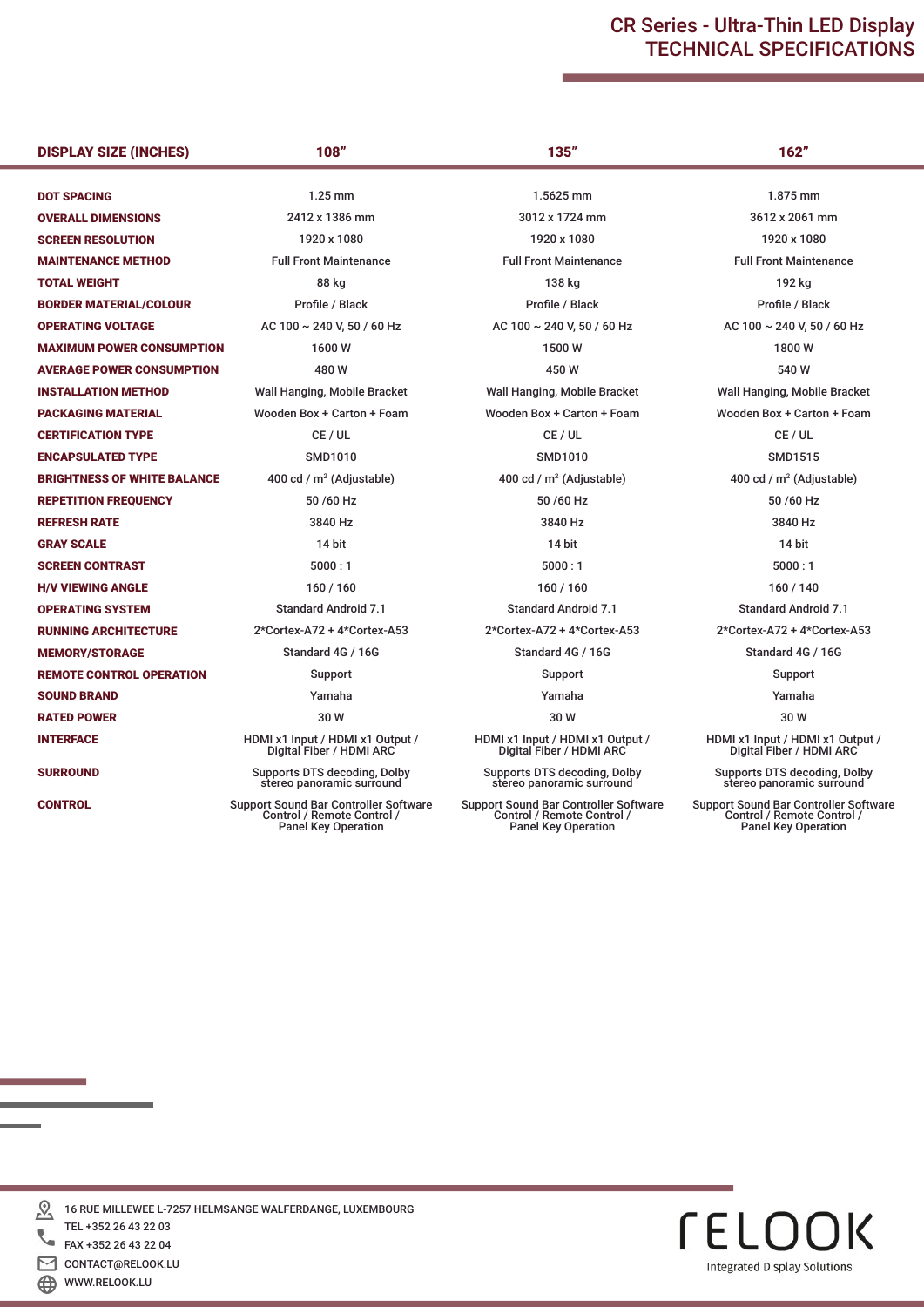# CR Series - Ultra-Thin LED Display
## TECHNICAL SPECIFICATIONS

| DISPLAY SIZE (INCHES) | 108" | 135" | 162" |
|---|---|---|---|
| DOT SPACING | 1.25 mm | 1.5625 mm | 1.875 mm |
| OVERALL DIMENSIONS | 2412 x 1386 mm | 3012 x 1724 mm | 3612 x 2061 mm |
| SCREEN RESOLUTION | 1920 x 1080 | 1920 x 1080 | 1920 x 1080 |
| MAINTENANCE METHOD | Full Front Maintenance | Full Front Maintenance | Full Front Maintenance |
| TOTAL WEIGHT | 88 kg | 138 kg | 192 kg |
| BORDER MATERIAL/COLOUR | Profile / Black | Profile / Black | Profile / Black |
| OPERATING VOLTAGE | AC 100 ~ 240 V, 50 / 60 Hz | AC 100 ~ 240 V, 50 / 60 Hz | AC 100 ~ 240 V, 50 / 60 Hz |
| MAXIMUM POWER CONSUMPTION | 1600 W | 1500 W | 1800 W |
| AVERAGE POWER CONSUMPTION | 480 W | 450 W | 540 W |
| INSTALLATION METHOD | Wall Hanging, Mobile Bracket | Wall Hanging, Mobile Bracket | Wall Hanging, Mobile Bracket |
| PACKAGING MATERIAL | Wooden Box + Carton + Foam | Wooden Box + Carton + Foam | Wooden Box + Carton + Foam |
| CERTIFICATION TYPE | CE / UL | CE / UL | CE / UL |
| ENCAPSULATED TYPE | SMD1010 | SMD1010 | SMD1515 |
| BRIGHTNESS OF WHITE BALANCE | 400 cd / $m^2$ (Adjustable) | 400 cd / $m^2$ (Adjustable) | 400 cd / $m^2$ (Adjustable) |
| REPETITION FREQUENCY | 50 /60 Hz | 50 /60 Hz | 50 /60 Hz |
| REFRESH RATE | 3840 Hz | 3840 Hz | 3840 Hz |
| GRAY SCALE | 14 bit | 14 bit | 14 bit |
| SCREEN CONTRAST | 5000 : 1 | 5000 : 1 | 5000 : 1 |
| H/V VIEWING ANGLE | 160 / 160 | 160 / 160 | 160 / 140 |
| OPERATING SYSTEM | Standard Android 7.1 | Standard Android 7.1 | Standard Android 7.1 |
| RUNNING ARCHITECTURE | 2*Cortex-A72 + 4*Cortex-A53 | 2*Cortex-A72 + 4*Cortex-A53 | 2*Cortex-A72 + 4*Cortex-A53 |
| MEMORY/STORAGE | Standard 4G / 16G | Standard 4G / 16G | Standard 4G / 16G |
| REMOTE CONTROL OPERATION | Support | Support | Support |
| SOUND BRAND | Yamaha | Yamaha | Yamaha |
| RATED POWER | 30 W | 30 W | 30 W |
| INTERFACE | HDMI x1 Input / HDMI x1 Output / Digital Fiber / HDMI ARC | HDMI x1 Input / HDMI x1 Output / Digital Fiber / HDMI ARC | HDMI x1 Input / HDMI x1 Output / Digital Fiber / HDMI ARC |
| SURROUND | Supports DTS decoding, Dolby stereo panoramic surround | Supports DTS decoding, Dolby stereo panoramic surround | Supports DTS decoding, Dolby stereo panoramic surround |
| CONTROL | Support Sound Bar Controller Software Control / Remote Control / Panel Key Operation | Support Sound Bar Controller Software Control / Remote Control / Panel Key Operation | Support Sound Bar Controller Software Control / Remote Control / Panel Key Operation |

16 RUE MILLEWEE L-7257 HELMSANGE WALFERDANGE, LUXEMBOURG
TEL +352 26 43 22 03
FAX +352 26 43 22 04
CONTACT@RELOOK.LU
WWW.RELOOK.LU

RELOOK
Integrated Display Solutions